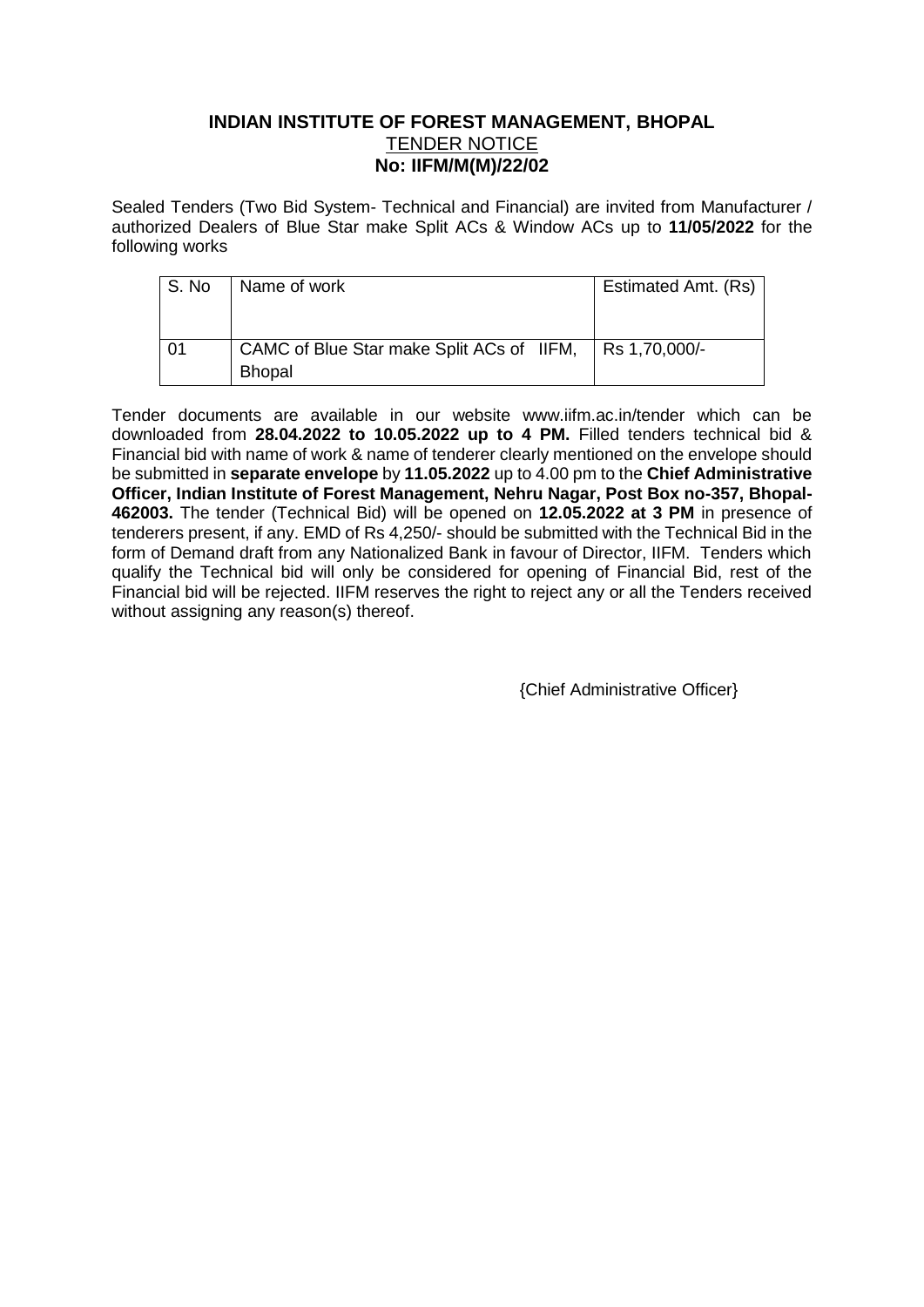# INDIAN INSTITUTE OF FOREST MANAGEMENT, BHOPAL

## TENDER NOTICE

**No: IIFM/M(M)/22/02**

Sealed Tenders (Two Bid System- Technical and Financial) are invited from Manufacturer / authorized Dealers of Blue Star make Split ACs & Window ACs up to **11/05/2022** for the following works

| S. No | Name of work | Estimated Amt. (Rs) |
|---|---|---|
| 01 | CAMC of Blue Star make Split ACs of IIFM, Bhopal | Rs 1,70,000/- |

Tender documents are available in our website www.iifm.ac.in/tender which can be downloaded from **28.04.2022 to 10.05.2022 up to 4 PM.** Filled tenders technical bid & Financial bid with name of work & name of tenderer clearly mentioned on the envelope should be submitted in **separate envelope** by **11.05.2022** up to 4.00 pm to the **Chief Administrative Officer, Indian Institute of Forest Management, Nehru Nagar, Post Box no-357, Bhopal-462003.** The tender (Technical Bid) will be opened on **12.05.2022 at 3 PM** in presence of tenderers present, if any. EMD of Rs 4,250/- should be submitted with the Technical Bid in the form of Demand draft from any Nationalized Bank in favour of Director, IIFM. Tenders which qualify the Technical bid will only be considered for opening of Financial Bid, rest of the Financial bid will be rejected. IIFM reserves the right to reject any or all the Tenders received without assigning any reason(s) thereof.

{Chief Administrative Officer}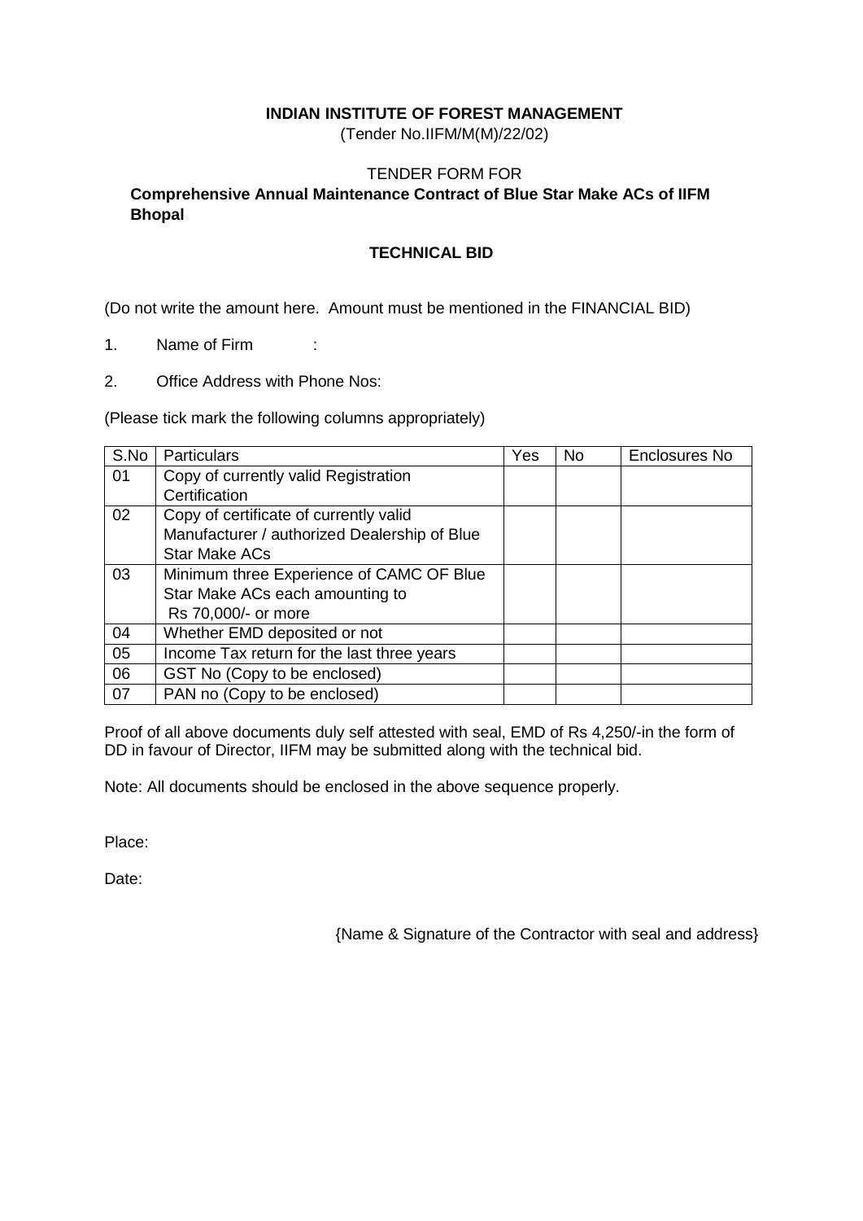**INDIAN INSTITUTE OF FOREST MANAGEMENT**

(Tender No.IIFM/M(M)/22/02)

TENDER FORM FOR

**Comprehensive Annual Maintenance Contract of Blue Star Make ACs of IIFM Bhopal**

**TECHNICAL BID**

(Do not write the amount here. Amount must be mentioned in the FINANCIAL BID)

1. Name of Firm :

2. Office Address with Phone Nos:

(Please tick mark the following columns appropriately)

| S.No | Particulars | Yes | No | Enclosures No |
|---|---|---|---|---|
| 01 | Copy of currently valid Registration Certification | | | |
| 02 | Copy of certificate of currently valid Manufacturer / authorized Dealership of Blue Star Make ACs | | | |
| 03 | Minimum three Experience of CAMC OF Blue Star Make ACs each amounting to Rs 70,000/- or more | | | |
| 04 | Whether EMD deposited or not | | | |
| 05 | Income Tax return for the last three years | | | |
| 06 | GST No (Copy to be enclosed) | | | |
| 07 | PAN no (Copy to be enclosed) | | | |

Proof of all above documents duly self attested with seal, EMD of Rs 4,250/-in the form of DD in favour of Director, IIFM may be submitted along with the technical bid.

Note: All documents should be enclosed in the above sequence properly.

Place:

Date:

{Name & Signature of the Contractor with seal and address}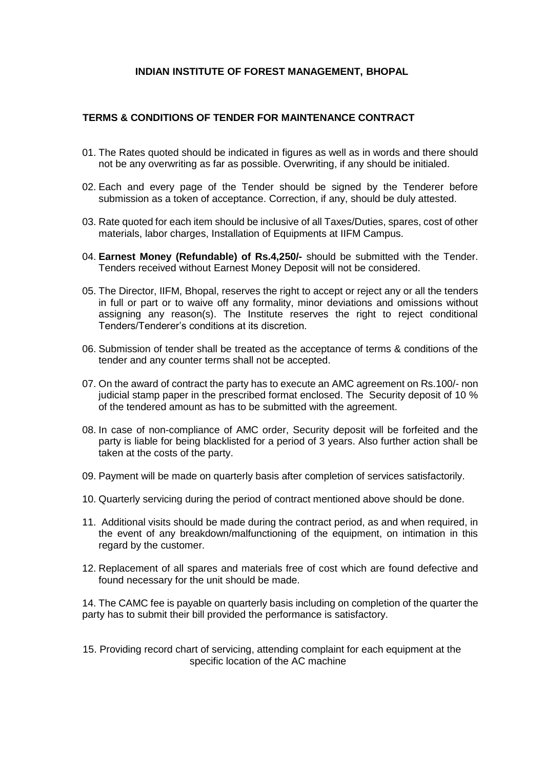**INDIAN INSTITUTE OF FOREST MANAGEMENT, BHOPAL**

**TERMS & CONDITIONS OF TENDER FOR MAINTENANCE CONTRACT**

01. The Rates quoted should be indicated in figures as well as in words and there should not be any overwriting as far as possible. Overwriting, if any should be initialed.

02. Each and every page of the Tender should be signed by the Tenderer before submission as a token of acceptance. Correction, if any, should be duly attested.

03. Rate quoted for each item should be inclusive of all Taxes/Duties, spares, cost of other materials, labor charges, Installation of Equipments at IIFM Campus.

04. **Earnest Money (Refundable) of Rs.4,250/-** should be submitted with the Tender. Tenders received without Earnest Money Deposit will not be considered.

05. The Director, IIFM, Bhopal, reserves the right to accept or reject any or all the tenders in full or part or to waive off any formality, minor deviations and omissions without assigning any reason(s). The Institute reserves the right to reject conditional Tenders/Tenderer's conditions at its discretion.

06. Submission of tender shall be treated as the acceptance of terms & conditions of the tender and any counter terms shall not be accepted.

07. On the award of contract the party has to execute an AMC agreement on Rs.100/- non judicial stamp paper in the prescribed format enclosed. The Security deposit of 10 % of the tendered amount as has to be submitted with the agreement.

08. In case of non-compliance of AMC order, Security deposit will be forfeited and the party is liable for being blacklisted for a period of 3 years. Also further action shall be taken at the costs of the party.

09. Payment will be made on quarterly basis after completion of services satisfactorily.

10. Quarterly servicing during the period of contract mentioned above should be done.

11. Additional visits should be made during the contract period, as and when required, in the event of any breakdown/malfunctioning of the equipment, on intimation in this regard by the customer.

12. Replacement of all spares and materials free of cost which are found defective and found necessary for the unit should be made.

14. The CAMC fee is payable on quarterly basis including on completion of the quarter the party has to submit their bill provided the performance is satisfactory.

15. Providing record chart of servicing, attending complaint for each equipment at the specific location of the AC machine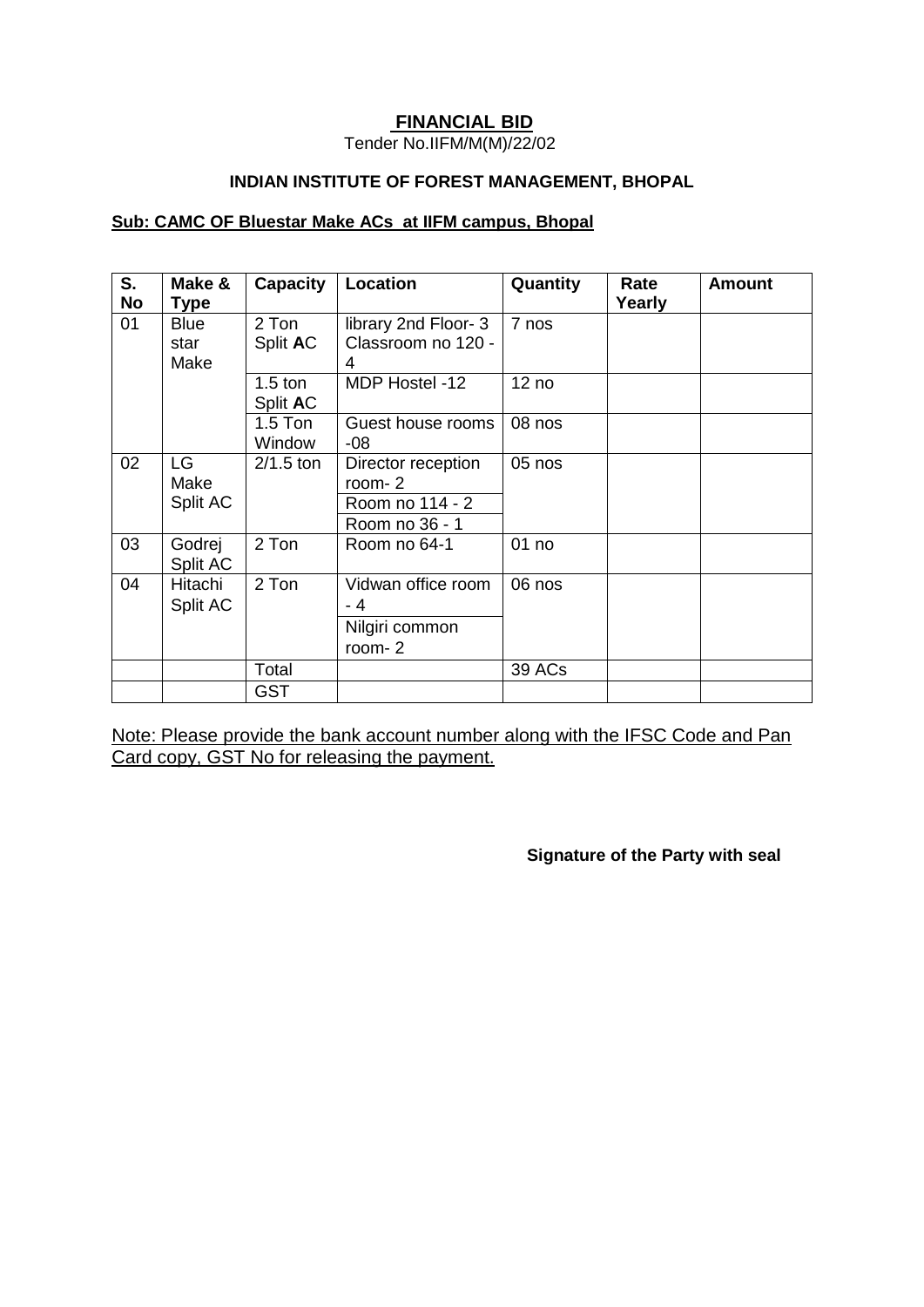**FINANCIAL BID**

Tender No.IIFM/M(M)/22/02

**INDIAN INSTITUTE OF FOREST MANAGEMENT, BHOPAL**

**Sub: CAMC OF Bluestar Make ACs at IIFM campus, Bhopal**

| S. No | Make & Type | Capacity | Location | Quantity | Rate Yearly | Amount |
|---|---|---|---|---|---|---|
| 01 | Blue star Make | 2 Ton Split **A**C | library 2nd Floor- 3 Classroom no 120 - 4 | 7 nos | | |
| | | 1.5 ton Split **A**C | MDP Hostel -12 | 12 no | | |
| | | 1.5 Ton Window | Guest house rooms -08 | 08 nos | | |
| 02 | LG Make Split AC | 2/1.5 ton | Director reception room- 2 | 05 nos | | |
| | | | Room no 114 - 2 | | | |
| | | | Room no 36 - 1 | | | |
| 03 | Godrej Split AC | 2 Ton | Room no 64-1 | 01 no | | |
| 04 | Hitachi Split AC | 2 Ton | Vidwan office room - 4 | 06 nos | | |
| | | | Nilgiri common room- 2 | | | |
| | | Total | | 39 ACs | | |
| | | GST | | | | |

Note: Please provide the bank account number along with the IFSC Code and Pan Card copy, GST No for releasing the payment.

**Signature of the Party with seal**